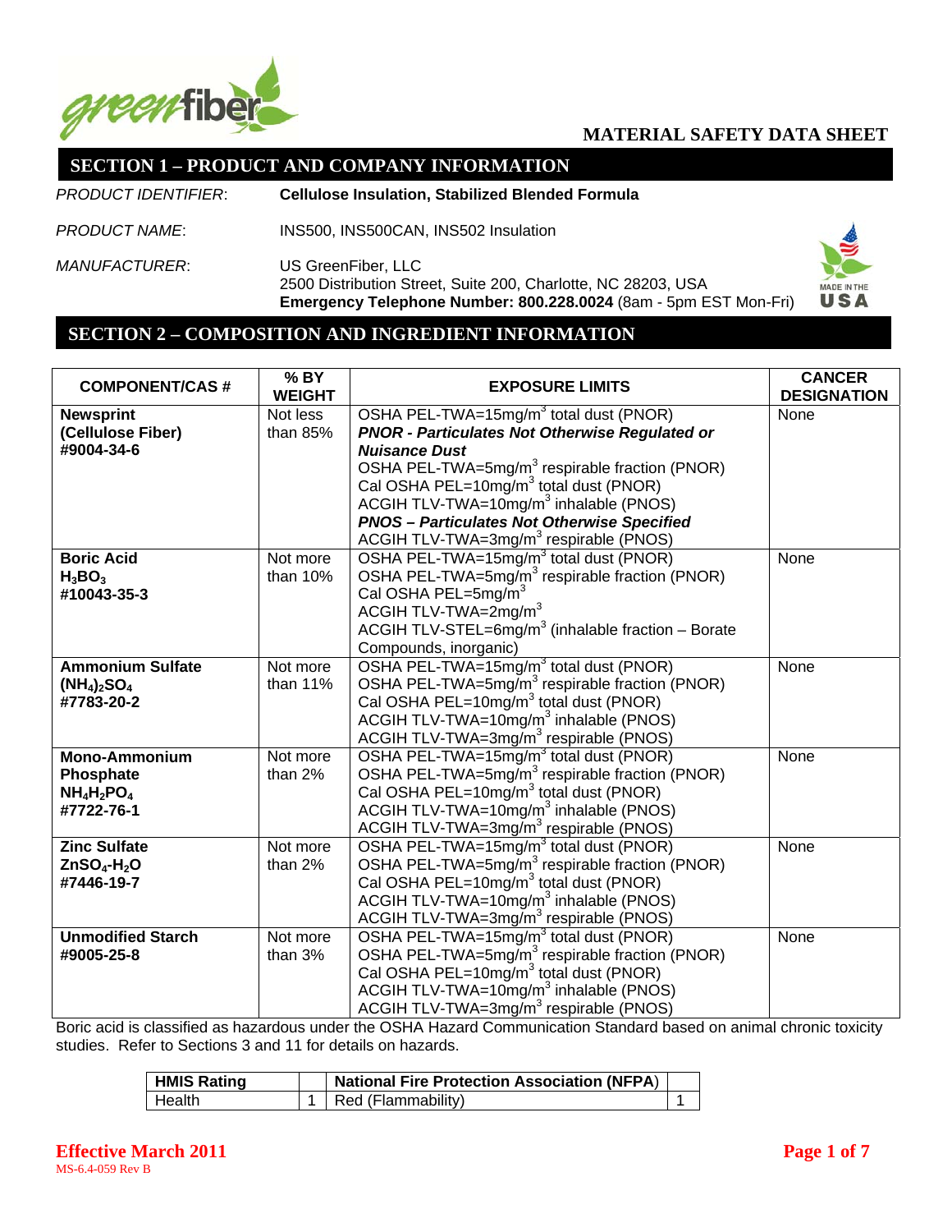# MATERIAL SAFETY DATA SHEET

## SECTION 1 – PRODUCT AND COMPANY INFORMATION

*PRODUCT IDENTIFIER*: **Cellulose Insulation, Stabilized Blended Formula**

*PRODUCT NAME*: INS500, INS500CAN, INS502 Insulation

*MANUFACTURER*: US GreenFiber, LLC
2500 Distribution Street, Suite 200, Charlotte, NC 28203, USA
**Emergency Telephone Number: 800.228.0024** (8am - 5pm EST Mon-Fri)

## SECTION 2 – COMPOSITION AND INGREDIENT INFORMATION

| COMPONENT/CAS # | % BY WEIGHT | EXPOSURE LIMITS | CANCER DESIGNATION |
|---|---|---|---|
| **Newsprint (Cellulose Fiber) #9004-34-6** | Not less than 85% | OSHA PEL-TWA=15mg/$m^3$ total dust (PNOR)<br>***PNOR - Particulates Not Otherwise Regulated or Nuisance Dust***<br>OSHA PEL-TWA=5mg/$m^3$ respirable fraction (PNOR)<br>Cal OSHA PEL=10mg/$m^3$ total dust (PNOR)<br>ACGIH TLV-TWA=10mg/$m^3$ inhalable (PNOS)<br>***PNOS – Particulates Not Otherwise Specified***<br>ACGIH TLV-TWA=3mg/$m^3$ respirable (PNOS) | None |
| **Boric Acid $H_3BO_3$ #10043-35-3** | Not more than 10% | OSHA PEL-TWA=15mg/$m^3$ total dust (PNOR)<br>OSHA PEL-TWA=5mg/$m^3$ respirable fraction (PNOR)<br>Cal OSHA PEL=5mg/$m^3$<br>ACGIH TLV-TWA=2mg/$m^3$<br>ACGIH TLV-STEL=6mg/$m^3$ (inhalable fraction – Borate Compounds, inorganic) | None |
| **Ammonium Sulfate $(NH_4)_2SO_4$ #7783-20-2** | Not more than 11% | OSHA PEL-TWA=15mg/$m^3$ total dust (PNOR)<br>OSHA PEL-TWA=5mg/$m^3$ respirable fraction (PNOR)<br>Cal OSHA PEL=10mg/$m^3$ total dust (PNOR)<br>ACGIH TLV-TWA=10mg/$m^3$ inhalable (PNOS)<br>ACGIH TLV-TWA=3mg/$m^3$ respirable (PNOS) | None |
| **Mono-Ammonium Phosphate $NH_4H_2PO_4$ #7722-76-1** | Not more than 2% | OSHA PEL-TWA=15mg/$m^3$ total dust (PNOR)<br>OSHA PEL-TWA=5mg/$m^3$ respirable fraction (PNOR)<br>Cal OSHA PEL=10mg/$m^3$ total dust (PNOR)<br>ACGIH TLV-TWA=10mg/$m^3$ inhalable (PNOS)<br>ACGIH TLV-TWA=3mg/$m^3$ respirable (PNOS) | None |
| **Zinc Sulfate $ZnSO_4$-$H_2O$ #7446-19-7** | Not more than 2% | OSHA PEL-TWA=15mg/$m^3$ total dust (PNOR)<br>OSHA PEL-TWA=5mg/$m^3$ respirable fraction (PNOR)<br>Cal OSHA PEL=10mg/$m^3$ total dust (PNOR)<br>ACGIH TLV-TWA=10mg/$m^3$ inhalable (PNOS)<br>ACGIH TLV-TWA=3mg/$m^3$ respirable (PNOS) | None |
| **Unmodified Starch #9005-25-8** | Not more than 3% | OSHA PEL-TWA=15mg/$m^3$ total dust (PNOR)<br>OSHA PEL-TWA=5mg/$m^3$ respirable fraction (PNOR)<br>Cal OSHA PEL=10mg/$m^3$ total dust (PNOR)<br>ACGIH TLV-TWA=10mg/$m^3$ inhalable (PNOS)<br>ACGIH TLV-TWA=3mg/$m^3$ respirable (PNOS) | None |

Boric acid is classified as hazardous under the OSHA Hazard Communication Standard based on animal chronic toxicity studies. Refer to Sections 3 and 11 for details on hazards.

| HMIS Rating | | National Fire Protection Association (NFPA) | |
|---|---|---|---|
| Health | 1 | Red (Flammability) | 1 |

**Effective March 2011**
MS-6.4-059 Rev B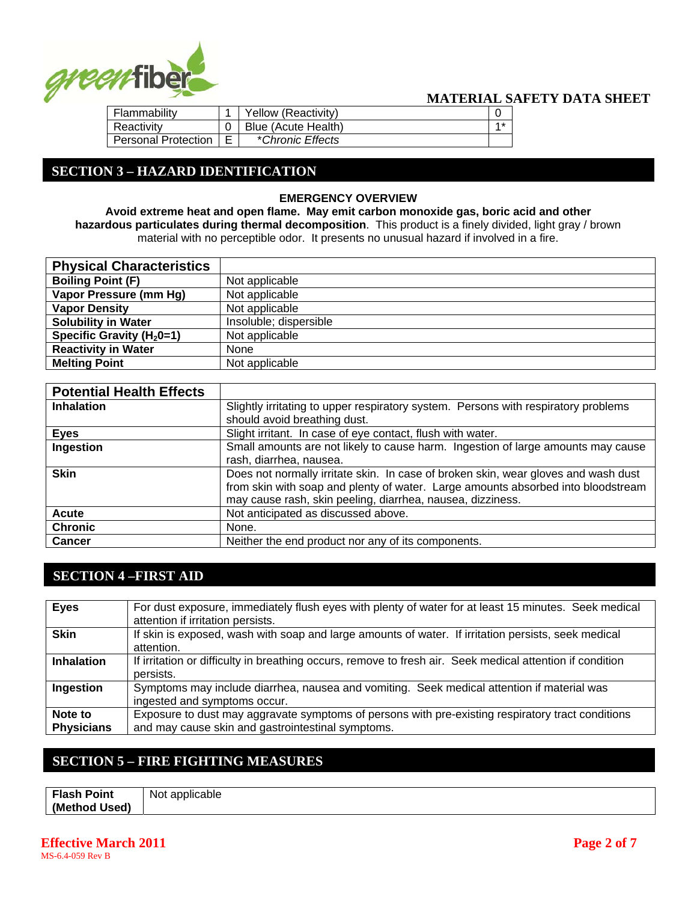**MATERIAL SAFETY DATA SHEET**

| Flammability | 1 | Yellow (Reactivity) | 0 |
|---|---|---|---|
| Reactivity | 0 | Blue (Acute Health) | 1* |
| Personal Protection | E | *\*Chronic Effects* | |

## SECTION 3 – HAZARD IDENTIFICATION

**EMERGENCY OVERVIEW**

**Avoid extreme heat and open flame. May emit carbon monoxide gas, boric acid and other hazardous particulates during thermal decomposition**. This product is a finely divided, light gray / brown material with no perceptible odor. It presents no unusual hazard if involved in a fire.

| Physical Characteristics | |
|---|---|
| **Boiling Point (F)** | Not applicable |
| **Vapor Pressure (mm Hg)** | Not applicable |
| **Vapor Density** | Not applicable |
| **Solubility in Water** | Insoluble; dispersible |
| **Specific Gravity ($H_20$=1)** | Not applicable |
| **Reactivity in Water** | None |
| **Melting Point** | Not applicable |

| Potential Health Effects | |
|---|---|
| **Inhalation** | Slightly irritating to upper respiratory system. Persons with respiratory problems should avoid breathing dust. |
| **Eyes** | Slight irritant. In case of eye contact, flush with water. |
| **Ingestion** | Small amounts are not likely to cause harm. Ingestion of large amounts may cause rash, diarrhea, nausea. |
| **Skin** | Does not normally irritate skin. In case of broken skin, wear gloves and wash dust from skin with soap and plenty of water. Large amounts absorbed into bloodstream may cause rash, skin peeling, diarrhea, nausea, dizziness. |
| **Acute** | Not anticipated as discussed above. |
| **Chronic** | None. |
| **Cancer** | Neither the end product nor any of its components. |

## SECTION 4 –FIRST AID

| | |
|---|---|
| **Eyes** | For dust exposure, immediately flush eyes with plenty of water for at least 15 minutes. Seek medical attention if irritation persists. |
| **Skin** | If skin is exposed, wash with soap and large amounts of water. If irritation persists, seek medical attention. |
| **Inhalation** | If irritation or difficulty in breathing occurs, remove to fresh air. Seek medical attention if condition persists. |
| **Ingestion** | Symptoms may include diarrhea, nausea and vomiting. Seek medical attention if material was ingested and symptoms occur. |
| **Note to Physicians** | Exposure to dust may aggravate symptoms of persons with pre-existing respiratory tract conditions and may cause skin and gastrointestinal symptoms. |

## SECTION 5 – FIRE FIGHTING MEASURES

| | |
|---|---|
| **Flash Point (Method Used)** | Not applicable |

**Effective March 2011**

MS-6.4-059 Rev B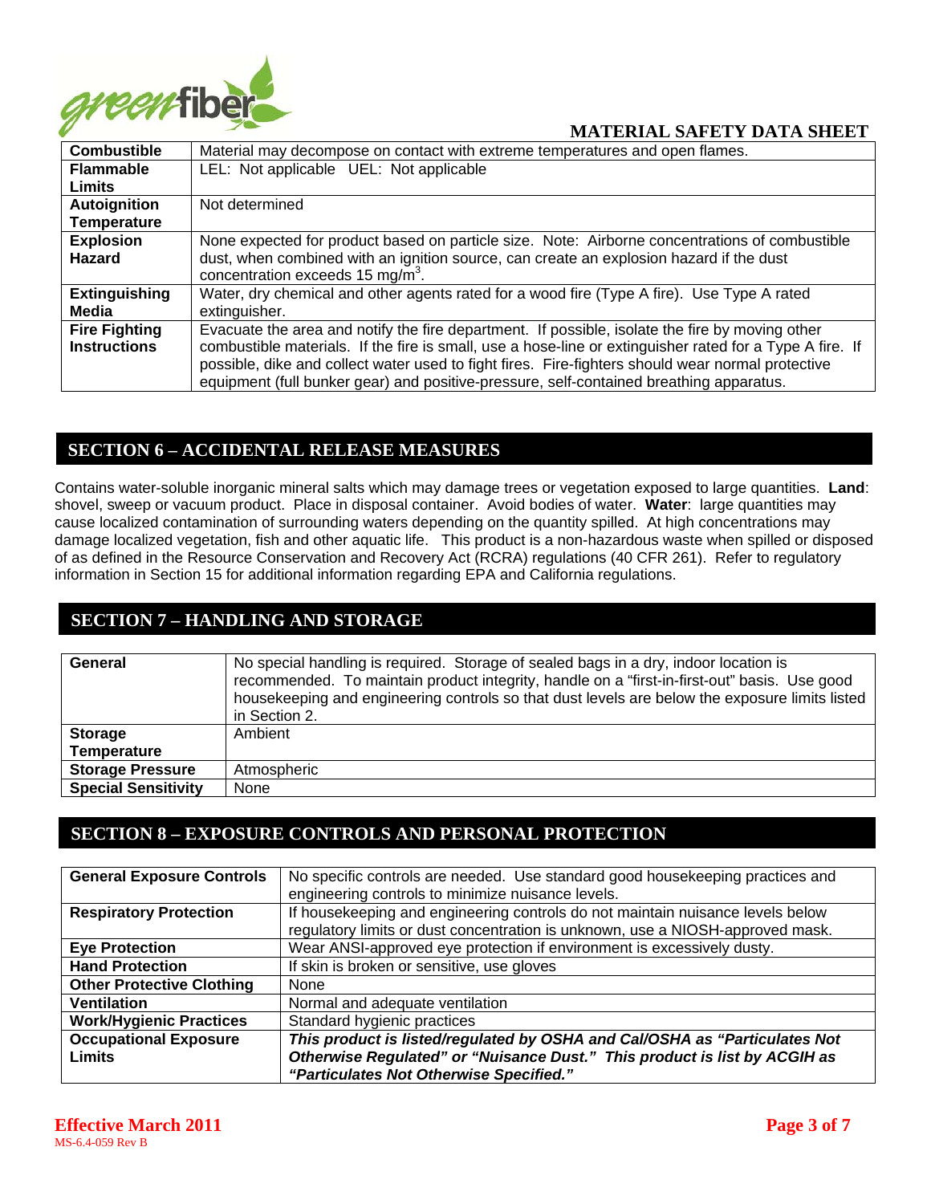| | |
|---|---|
| **Combustible** | Material may decompose on contact with extreme temperatures and open flames. |
| **Flammable Limits** | LEL: Not applicable UEL: Not applicable |
| **Autoignition Temperature** | Not determined |
| **Explosion Hazard** | None expected for product based on particle size. Note: Airborne concentrations of combustible dust, when combined with an ignition source, can create an explosion hazard if the dust concentration exceeds 15 $mg/m^3$. |
| **Extinguishing Media** | Water, dry chemical and other agents rated for a wood fire (Type A fire). Use Type A rated extinguisher. |
| **Fire Fighting Instructions** | Evacuate the area and notify the fire department. If possible, isolate the fire by moving other combustible materials. If the fire is small, use a hose-line or extinguisher rated for a Type A fire. If possible, dike and collect water used to fight fires. Fire-fighters should wear normal protective equipment (full bunker gear) and positive-pressure, self-contained breathing apparatus. |

## SECTION 6 – ACCIDENTAL RELEASE MEASURES

Contains water-soluble inorganic mineral salts which may damage trees or vegetation exposed to large quantities. **Land**: shovel, sweep or vacuum product. Place in disposal container. Avoid bodies of water. **Water**: large quantities may cause localized contamination of surrounding waters depending on the quantity spilled. At high concentrations may damage localized vegetation, fish and other aquatic life. This product is a non-hazardous waste when spilled or disposed of as defined in the Resource Conservation and Recovery Act (RCRA) regulations (40 CFR 261). Refer to regulatory information in Section 15 for additional information regarding EPA and California regulations.

## SECTION 7 – HANDLING AND STORAGE

| | |
|---|---|
| **General** | No special handling is required. Storage of sealed bags in a dry, indoor location is recommended. To maintain product integrity, handle on a "first-in-first-out" basis. Use good housekeeping and engineering controls so that dust levels are below the exposure limits listed in Section 2. |
| **Storage Temperature** | Ambient |
| **Storage Pressure** | Atmospheric |
| **Special Sensitivity** | None |

## SECTION 8 – EXPOSURE CONTROLS AND PERSONAL PROTECTION

| | |
|---|---|
| **General Exposure Controls** | No specific controls are needed. Use standard good housekeeping practices and engineering controls to minimize nuisance levels. |
| **Respiratory Protection** | If housekeeping and engineering controls do not maintain nuisance levels below regulatory limits or dust concentration is unknown, use a NIOSH-approved mask. |
| **Eye Protection** | Wear ANSI-approved eye protection if environment is excessively dusty. |
| **Hand Protection** | If skin is broken or sensitive, use gloves |
| **Other Protective Clothing** | None |
| **Ventilation** | Normal and adequate ventilation |
| **Work/Hygienic Practices** | Standard hygienic practices |
| **Occupational Exposure Limits** | ***This product is listed/regulated by OSHA and Cal/OSHA as "Particulates Not Otherwise Regulated" or "Nuisance Dust." This product is list by ACGIH as "Particulates Not Otherwise Specified."*** |

**Effective March 2011**

MS-6.4-059 Rev B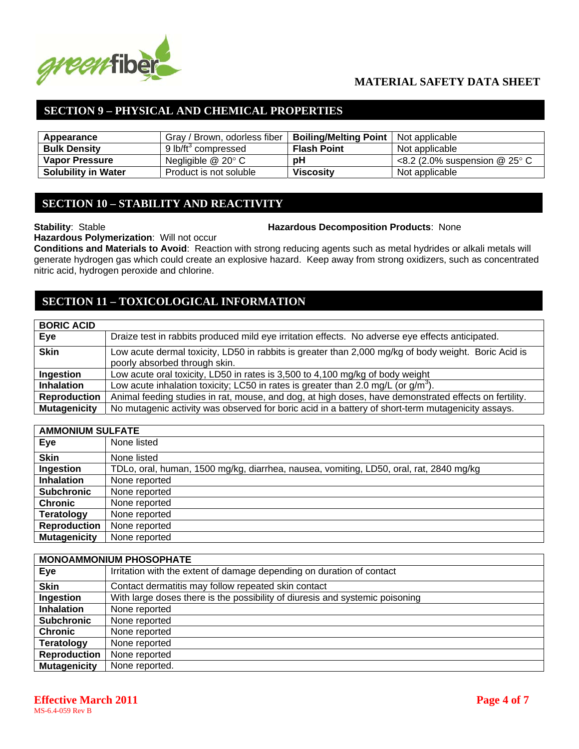## MATERIAL SAFETY DATA SHEET

## SECTION 9 – PHYSICAL AND CHEMICAL PROPERTIES

| | | | |
|---|---|---|---|
| **Appearance** | Gray / Brown, odorless fiber | **Boiling/Melting Point** | Not applicable |
| **Bulk Density** | 9 lb/ft$^3$ compressed | **Flash Point** | Not applicable |
| **Vapor Pressure** | Negligible @ 20° C | **pH** | <8.2 (2.0% suspension @ 25° C |
| **Solubility in Water** | Product is not soluble | **Viscosity** | Not applicable |

## SECTION 10 – STABILITY AND REACTIVITY

**Stability**: Stable

**Hazardous Decomposition Products**: None

**Hazardous Polymerization**: Will not occur

**Conditions and Materials to Avoid**: Reaction with strong reducing agents such as metal hydrides or alkali metals will generate hydrogen gas which could create an explosive hazard. Keep away from strong oxidizers, such as concentrated nitric acid, hydrogen peroxide and chlorine.

## SECTION 11 – TOXICOLOGICAL INFORMATION

| **BORIC ACID** | |
|---|---|
| **Eye** | Draize test in rabbits produced mild eye irritation effects. No adverse eye effects anticipated. |
| **Skin** | Low acute dermal toxicity, LD50 in rabbits is greater than 2,000 mg/kg of body weight. Boric Acid is poorly absorbed through skin. |
| **Ingestion** | Low acute oral toxicity, LD50 in rates is 3,500 to 4,100 mg/kg of body weight |
| **Inhalation** | Low acute inhalation toxicity; LC50 in rates is greater than 2.0 mg/L (or g/m$^3$). |
| **Reproduction** | Animal feeding studies in rat, mouse, and dog, at high doses, have demonstrated effects on fertility. |
| **Mutagenicity** | No mutagenic activity was observed for boric acid in a battery of short-term mutagenicity assays. |

| **AMMONIUM SULFATE** | |
|---|---|
| **Eye** | None listed |
| **Skin** | None listed |
| **Ingestion** | TDLo, oral, human, 1500 mg/kg, diarrhea, nausea, vomiting, LD50, oral, rat, 2840 mg/kg |
| **Inhalation** | None reported |
| **Subchronic** | None reported |
| **Chronic** | None reported |
| **Teratology** | None reported |
| **Reproduction** | None reported |
| **Mutagenicity** | None reported |

| **MONOAMMONIUM PHOSOPHATE** | |
|---|---|
| **Eye** | Irritation with the extent of damage depending on duration of contact |
| **Skin** | Contact dermatitis may follow repeated skin contact |
| **Ingestion** | With large doses there is the possibility of diuresis and systemic poisoning |
| **Inhalation** | None reported |
| **Subchronic** | None reported |
| **Chronic** | None reported |
| **Teratology** | None reported |
| **Reproduction** | None reported |
| **Mutagenicity** | None reported. |

Effective March 2011
MS-6.4-059 Rev B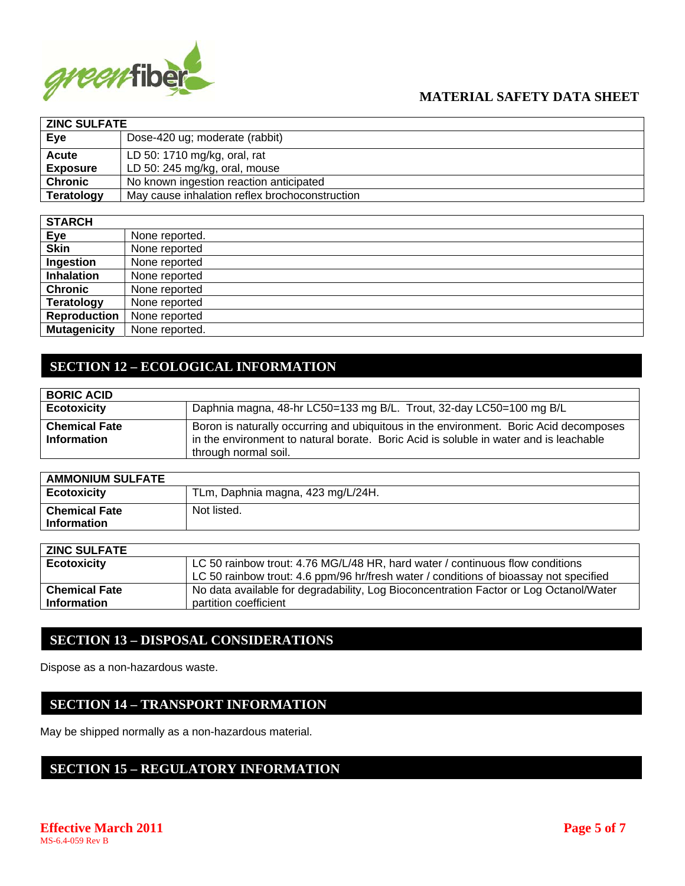| ZINC SULFATE | |
|---|---|
| **Eye** | Dose-420 ug; moderate (rabbit) |
| **Acute Exposure** | LD 50: 1710 mg/kg, oral, rat<br>LD 50: 245 mg/kg, oral, mouse |
| **Chronic** | No known ingestion reaction anticipated |
| **Teratology** | May cause inhalation reflex brochoconstruction |

| STARCH | |
|---|---|
| **Eye** | None reported. |
| **Skin** | None reported |
| **Ingestion** | None reported |
| **Inhalation** | None reported |
| **Chronic** | None reported |
| **Teratology** | None reported |
| **Reproduction** | None reported |
| **Mutagenicity** | None reported. |

## SECTION 12 – ECOLOGICAL INFORMATION

| BORIC ACID | |
|---|---|
| **Ecotoxicity** | Daphnia magna, 48-hr LC50=133 mg B/L. Trout, 32-day LC50=100 mg B/L |
| **Chemical Fate Information** | Boron is naturally occurring and ubiquitous in the environment. Boric Acid decomposes in the environment to natural borate. Boric Acid is soluble in water and is leachable through normal soil. |

| AMMONIUM SULFATE | |
|---|---|
| **Ecotoxicity** | TLm, Daphnia magna, 423 mg/L/24H. |
| **Chemical Fate Information** | Not listed. |

| ZINC SULFATE | |
|---|---|
| **Ecotoxicity** | LC 50 rainbow trout: 4.76 MG/L/48 HR, hard water / continuous flow conditions<br>LC 50 rainbow trout: 4.6 ppm/96 hr/fresh water / conditions of bioassay not specified |
| **Chemical Fate Information** | No data available for degradability, Log Bioconcentration Factor or Log Octanol/Water partition coefficient |

## SECTION 13 – DISPOSAL CONSIDERATIONS

Dispose as a non-hazardous waste.

## SECTION 14 – TRANSPORT INFORMATION

May be shipped normally as a non-hazardous material.

## SECTION 15 – REGULATORY INFORMATION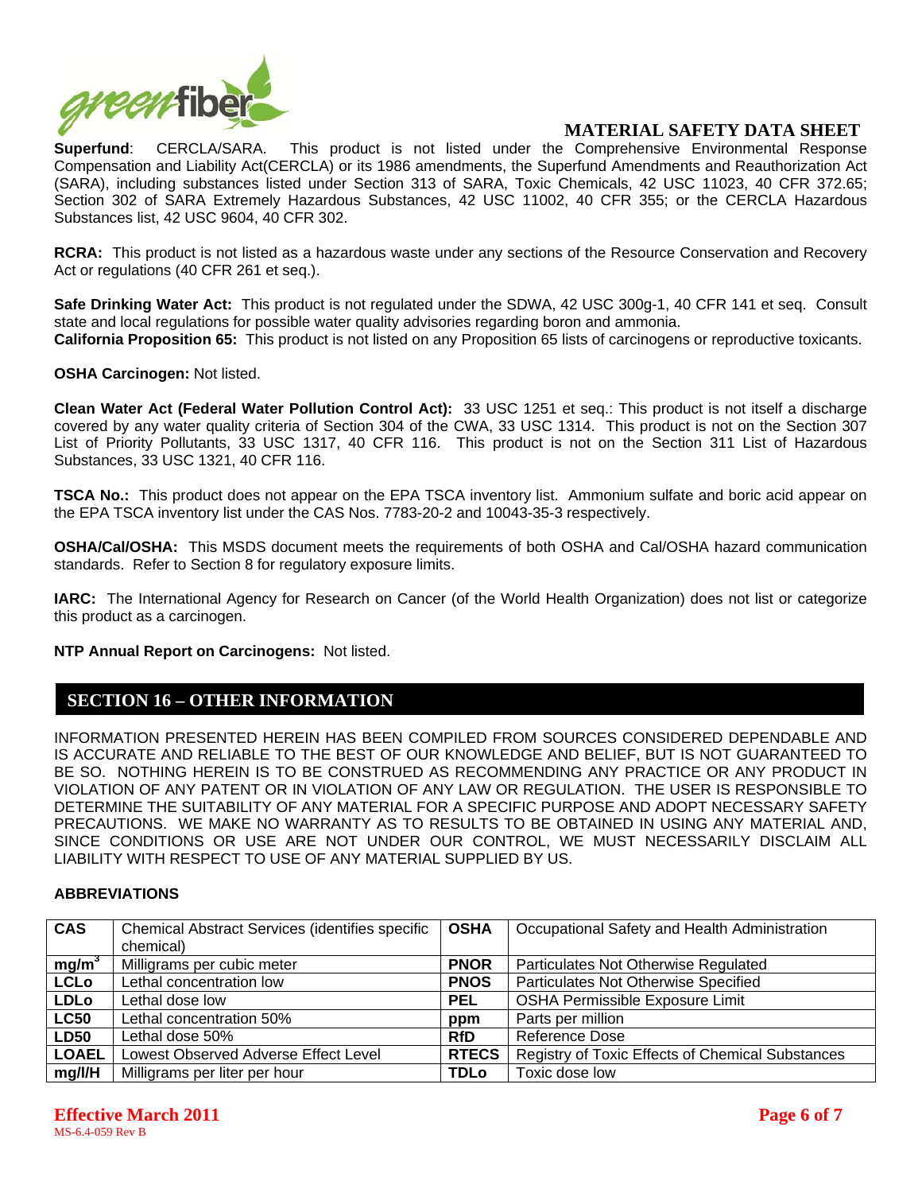**Superfund**: CERCLA/SARA. This product is not listed under the Comprehensive Environmental Response Compensation and Liability Act(CERCLA) or its 1986 amendments, the Superfund Amendments and Reauthorization Act (SARA), including substances listed under Section 313 of SARA, Toxic Chemicals, 42 USC 11023, 40 CFR 372.65; Section 302 of SARA Extremely Hazardous Substances, 42 USC 11002, 40 CFR 355; or the CERCLA Hazardous Substances list, 42 USC 9604, 40 CFR 302.

**RCRA:** This product is not listed as a hazardous waste under any sections of the Resource Conservation and Recovery Act or regulations (40 CFR 261 et seq.).

**Safe Drinking Water Act:** This product is not regulated under the SDWA, 42 USC 300g-1, 40 CFR 141 et seq. Consult state and local regulations for possible water quality advisories regarding boron and ammonia.

**California Proposition 65:** This product is not listed on any Proposition 65 lists of carcinogens or reproductive toxicants.

**OSHA Carcinogen:** Not listed.

**Clean Water Act (Federal Water Pollution Control Act):** 33 USC 1251 et seq.: This product is not itself a discharge covered by any water quality criteria of Section 304 of the CWA, 33 USC 1314. This product is not on the Section 307 List of Priority Pollutants, 33 USC 1317, 40 CFR 116. This product is not on the Section 311 List of Hazardous Substances, 33 USC 1321, 40 CFR 116.

**TSCA No.:** This product does not appear on the EPA TSCA inventory list. Ammonium sulfate and boric acid appear on the EPA TSCA inventory list under the CAS Nos. 7783-20-2 and 10043-35-3 respectively.

**OSHA/Cal/OSHA:** This MSDS document meets the requirements of both OSHA and Cal/OSHA hazard communication standards. Refer to Section 8 for regulatory exposure limits.

**IARC:** The International Agency for Research on Cancer (of the World Health Organization) does not list or categorize this product as a carcinogen.

**NTP Annual Report on Carcinogens:** Not listed.

## SECTION 16 – OTHER INFORMATION

INFORMATION PRESENTED HEREIN HAS BEEN COMPILED FROM SOURCES CONSIDERED DEPENDABLE AND IS ACCURATE AND RELIABLE TO THE BEST OF OUR KNOWLEDGE AND BELIEF, BUT IS NOT GUARANTEED TO BE SO. NOTHING HEREIN IS TO BE CONSTRUED AS RECOMMENDING ANY PRACTICE OR ANY PRODUCT IN VIOLATION OF ANY PATENT OR IN VIOLATION OF ANY LAW OR REGULATION. THE USER IS RESPONSIBLE TO DETERMINE THE SUITABILITY OF ANY MATERIAL FOR A SPECIFIC PURPOSE AND ADOPT NECESSARY SAFETY PRECAUTIONS. WE MAKE NO WARRANTY AS TO RESULTS TO BE OBTAINED IN USING ANY MATERIAL AND, SINCE CONDITIONS OR USE ARE NOT UNDER OUR CONTROL, WE MUST NECESSARILY DISCLAIM ALL LIABILITY WITH RESPECT TO USE OF ANY MATERIAL SUPPLIED BY US.

**ABBREVIATIONS**

| | | | |
|---|---|---|---|
| **CAS** | Chemical Abstract Services (identifies specific chemical) | **OSHA** | Occupational Safety and Health Administration |
| **$mg/m^3$** | Milligrams per cubic meter | **PNOR** | Particulates Not Otherwise Regulated |
| **LCLo** | Lethal concentration low | **PNOS** | Particulates Not Otherwise Specified |
| **LDLo** | Lethal dose low | **PEL** | OSHA Permissible Exposure Limit |
| **LC50** | Lethal concentration 50% | **ppm** | Parts per million |
| **LD50** | Lethal dose 50% | **RfD** | Reference Dose |
| **LOAEL** | Lowest Observed Adverse Effect Level | **RTECS** | Registry of Toxic Effects of Chemical Substances |
| **mg/l/H** | Milligrams per liter per hour | **TDLo** | Toxic dose low |

**Effective March 2011**
MS-6.4-059 Rev B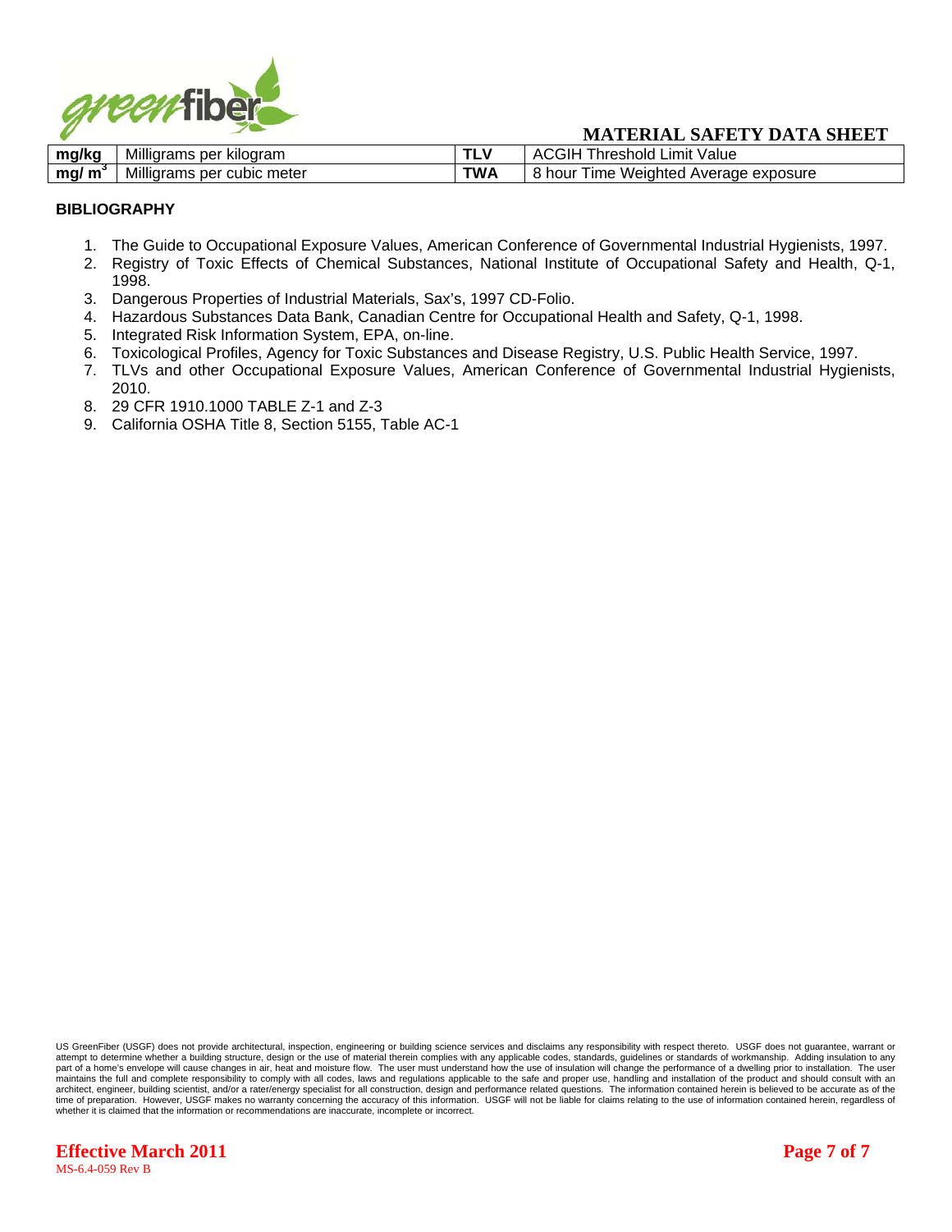| | | | |
|---|---|---|---|
| **mg/kg** | Milligrams per kilogram | **TLV** | ACGIH Threshold Limit Value |
| **mg/ $m^3$** | Milligrams per cubic meter | **TWA** | 8 hour Time Weighted Average exposure |

**BIBLIOGRAPHY**

1. The Guide to Occupational Exposure Values, American Conference of Governmental Industrial Hygienists, 1997.
2. Registry of Toxic Effects of Chemical Substances, National Institute of Occupational Safety and Health, Q-1, 1998.
3. Dangerous Properties of Industrial Materials, Sax's, 1997 CD-Folio.
4. Hazardous Substances Data Bank, Canadian Centre for Occupational Health and Safety, Q-1, 1998.
5. Integrated Risk Information System, EPA, on-line.
6. Toxicological Profiles, Agency for Toxic Substances and Disease Registry, U.S. Public Health Service, 1997.
7. TLVs and other Occupational Exposure Values, American Conference of Governmental Industrial Hygienists, 2010.
8. 29 CFR 1910.1000 TABLE Z-1 and Z-3
9. California OSHA Title 8, Section 5155, Table AC-1

US GreenFiber (USGF) does not provide architectural, inspection, engineering or building science services and disclaims any responsibility with respect thereto. USGF does not guarantee, warrant or attempt to determine whether a building structure, design or the use of material therein complies with any applicable codes, standards, guidelines or standards of workmanship. Adding insulation to any part of a home's envelope will cause changes in air, heat and moisture flow. The user must understand how the use of insulation will change the performance of a dwelling prior to installation. The user maintains the full and complete responsibility to comply with all codes, laws and regulations applicable to the safe and proper use, handling and installation of the product and should consult with an architect, engineer, building scientist, and/or a rater/energy specialist for all construction, design and performance related questions. The information contained herein is believed to be accurate as of the time of preparation. However, USGF makes no warranty concerning the accuracy of this information. USGF will not be liable for claims relating to the use of information contained herein, regardless of whether it is claimed that the information or recommendations are inaccurate, incomplete or incorrect.